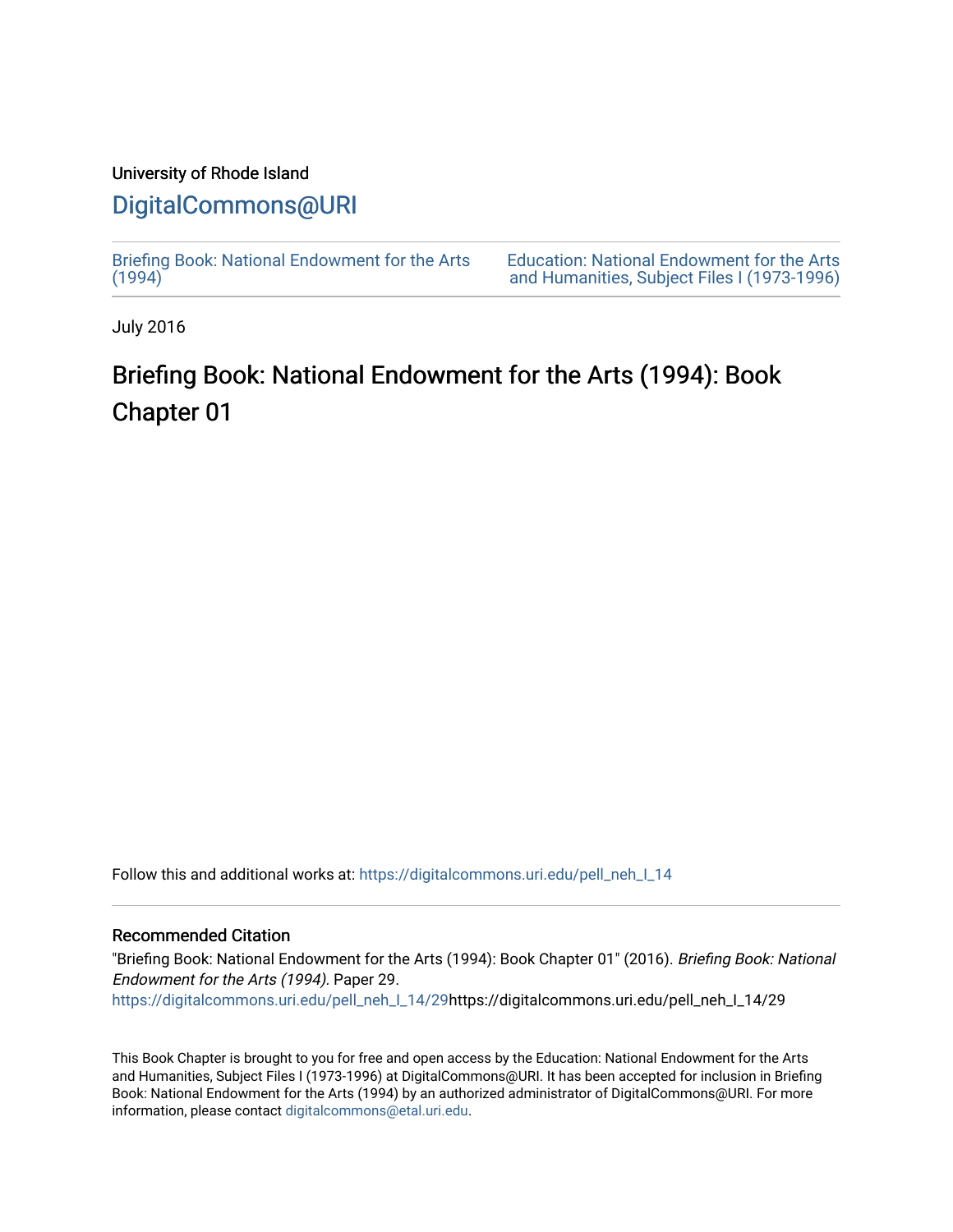University of Rhode Island

DigitalCommons@URI

Briefing Book: National Endowment for the Arts (1994)

Education: National Endowment for the Arts and Humanities, Subject Files I (1973-1996)

July 2016

# Briefing Book: National Endowment for the Arts (1994): Book Chapter 01

Follow this and additional works at: https://digitalcommons.uri.edu/pell_neh_I_14

## Recommended Citation

"Briefing Book: National Endowment for the Arts (1994): Book Chapter 01" (2016). *Briefing Book: National Endowment for the Arts (1994).* Paper 29.
https://digitalcommons.uri.edu/pell_neh_I_14/29https://digitalcommons.uri.edu/pell_neh_I_14/29

This Book Chapter is brought to you for free and open access by the Education: National Endowment for the Arts and Humanities, Subject Files I (1973-1996) at DigitalCommons@URI. It has been accepted for inclusion in Briefing Book: National Endowment for the Arts (1994) by an authorized administrator of DigitalCommons@URI. For more information, please contact digitalcommons@etal.uri.edu.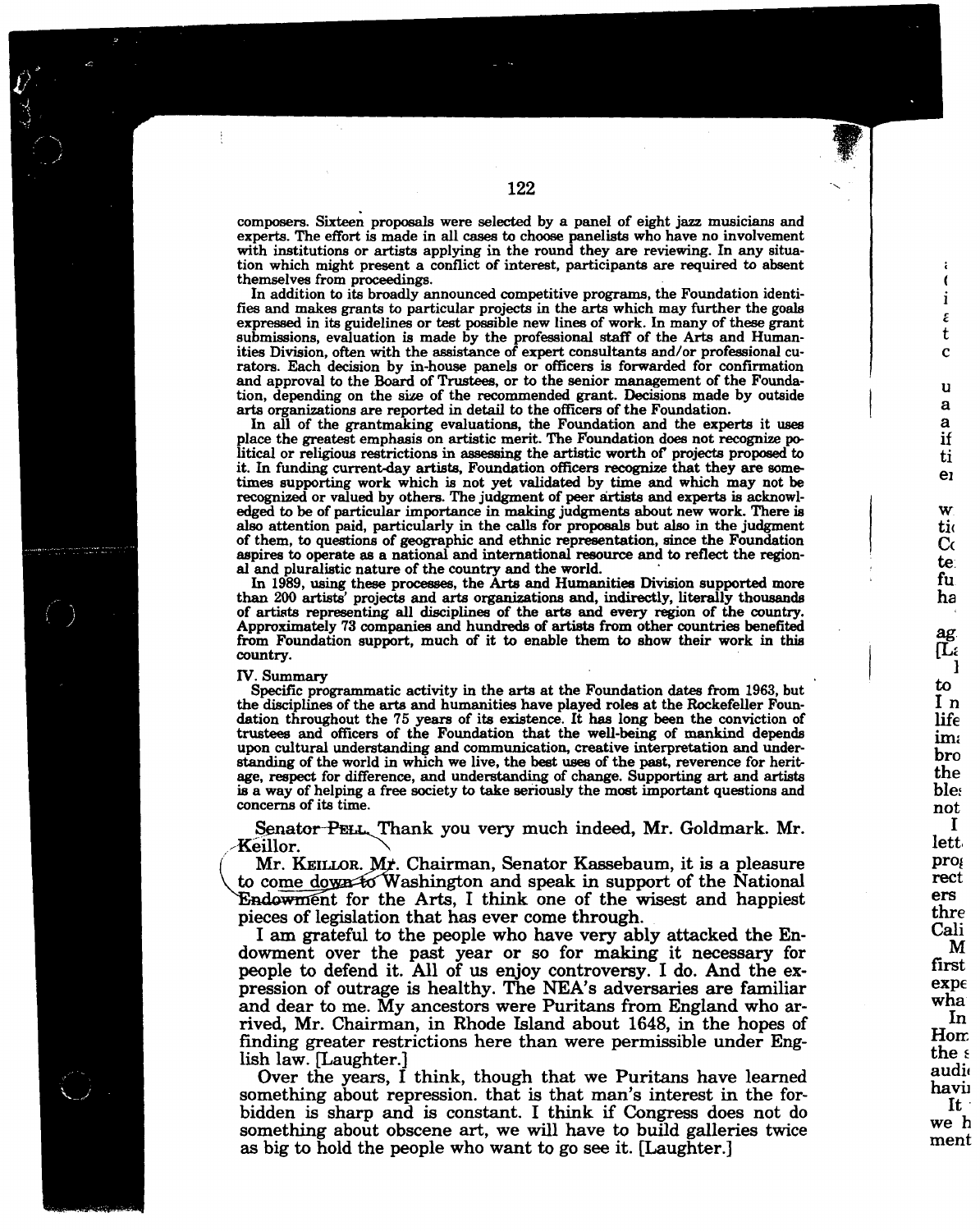composers. Sixteen proposals were selected by a panel of eight jazz musicians and experts. The effort is made in all cases to choose panelists who have no involvement with institutions or artists applying in the round they are reviewing. In any situation which might present a conflict of interest, participants are required to absent themselves from proceedings.

In addition to its broadly announced competitive programs, the Foundation identifies and makes grants to particular projects in the arts which may further the goals expressed in its guidelines or test possible new lines of work. In many of these grant submissions, evaluation is made by the professional staff of the Arts and Humanities Division, often with the assistance of expert consultants and/or professional curators. Each decision by in-house panels or officers is forwarded for confirmation and approval to the Board of Trustees, or to the senior management of the Foundation, depending on the size of the recommended grant. Decisions made by outside arts organizations are reported in detail to the officers of the Foundation.

In all of the grantmaking evaluations, the Foundation and the experts it uses place the greatest emphasis on artistic merit. The Foundation does not recognize political or religious restrictions in assessing the artistic worth of projects proposed to it. In funding current-day artists, Foundation officers recognize that they are sometimes supporting work which is not yet validated by time and which may not be recognized or valued by others. The judgment of peer artists and experts is acknowledged to be of particular importance in making judgments about new work. There is also attention paid, particularly in the calls for proposals but also in the judgment of them, to questions of geographic and ethnic representation, since the Foundation aspires to operate as a national and international resource and to reflect the regional and pluralistic nature of the country and the world.

In 1989, using these processes, the Arts and Humanities Division supported more than 200 artists' projects and arts organizations and, indirectly, literally thousands of artists representing all disciplines of the arts and every region of the country. Approximately 73 companies and hundreds of artists from other countries benefited from Foundation support, much of it to enable them to show their work in this country.

IV. Summary

Specific programmatic activity in the arts at the Foundation dates from 1963, but the disciplines of the arts and humanities have played roles at the Rockefeller Foundation throughout the 75 years of its existence. It has long been the conviction of trustees and officers of the Foundation that the well-being of mankind depends upon cultural understanding and communication, creative interpretation and understanding of the world in which we live, the best uses of the past, reverence for heritage, respect for difference, and understanding of change. Supporting art and artists is a way of helping a free society to take seriously the most important questions and concerns of its time.

Senator PELL. Thank you very much indeed, Mr. Goldmark. Mr. Keillor.

Mr. KEILLOR. Mr. Chairman, Senator Kassebaum, it is a pleasure to come down to Washington and speak in support of the National Endowment for the Arts, I think one of the wisest and happiest pieces of legislation that has ever come through.

I am grateful to the people who have very ably attacked the Endowment over the past year or so for making it necessary for people to defend it. All of us enjoy controversy. I do. And the expression of outrage is healthy. The NEA's adversaries are familiar and dear to me. My ancestors were Puritans from England who arrived, Mr. Chairman, in Rhode Island about 1648, in the hopes of finding greater restrictions here than were permissible under English law. [Laughter.]

Over the years, I think, though that we Puritans have learned something about repression. that is that man's interest in the forbidden is sharp and is constant. I think if Congress does not do something about obscene art, we will have to build galleries twice as big to hold the people who want to go see it. [Laughter.]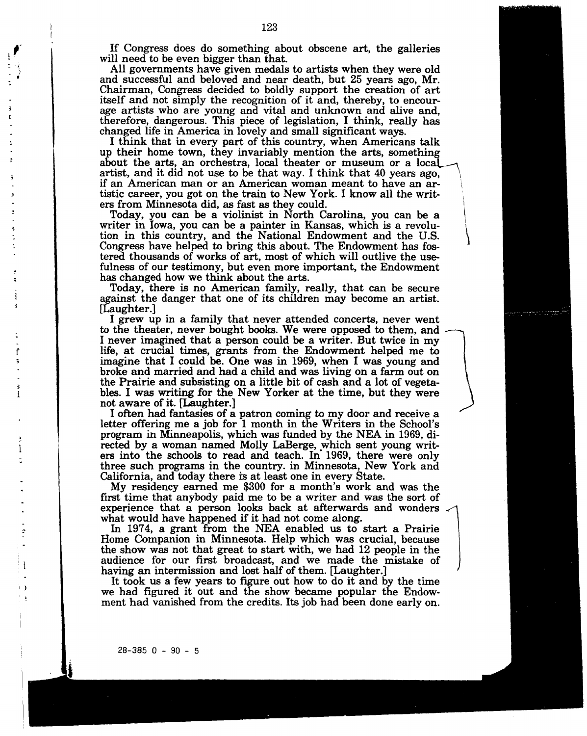If Congress does do something about obscene art, the galleries will need to be even bigger than that.

All governments have given medals to artists when they were old and successful and beloved and near death, but 25 years ago, Mr. Chairman, Congress decided to boldly support the creation of art itself and not simply the recognition of it and, thereby, to encourage artists who are young and vital and unknown and alive and, therefore, dangerous. This piece of legislation, I think, really has changed life in America in lovely and small significant ways.

I think that in every part of this country, when Americans talk up their home town, they invariably mention the arts, something about the arts, an orchestra, local theater or museum or a local artist, and it did not use to be that way. I think that 40 years ago, if an American man or an American woman meant to have an artistic career, you got on the train to New York. I know all the writers from Minnesota did, as fast as they could.

Today, you can be a violinist in North Carolina, you can be a writer in Iowa, you can be a painter in Kansas, which is a revolution in this country, and the National Endowment and the U.S. Congress have helped to bring this about. The Endowment has fostered thousands of works of art, most of which will outlive the usefulness of our testimony, but even more important, the Endowment has changed how we think about the arts.

Today, there is no American family, really, that can be secure against the danger that one of its children may become an artist. [Laughter.]

I grew up in a family that never attended concerts, never went to the theater, never bought books. We were opposed to them, and I never imagined that a person could be a writer. But twice in my life, at crucial times, grants from the Endowment helped me to imagine that I could be. One was in 1969, when I was young and broke and married and had a child and was living on a farm out on the Prairie and subsisting on a little bit of cash and a lot of vegetables. I was writing for the New Yorker at the time, but they were not aware of it. [Laughter.]

I often had fantasies of a patron coming to my door and receive a letter offering me a job for 1 month in the Writers in the School's program in Minneapolis, which was funded by the NEA in 1969, directed by a woman named Molly LaBerge, which sent young writers into the schools to read and teach. In 1969, there were only three such programs in the country. in Minnesota, New York and California, and today there is at least one in every State.

My residency earned me $300 for a month's work and was the first time that anybody paid me to be a writer and was the sort of experience that a person looks back at afterwards and wonders what would have happened if it had not come along.

In 1974, a grant from the NEA enabled us to start a Prairie Home Companion in Minnesota. Help which was crucial, because the show was not that great to start with, we had 12 people in the audience for our first broadcast, and we made the mistake of having an intermission and lost half of them. [Laughter.]

It took us a few years to figure out how to do it and by the time we had figured it out and the show became popular the Endowment had vanished from the credits. Its job had been done early on.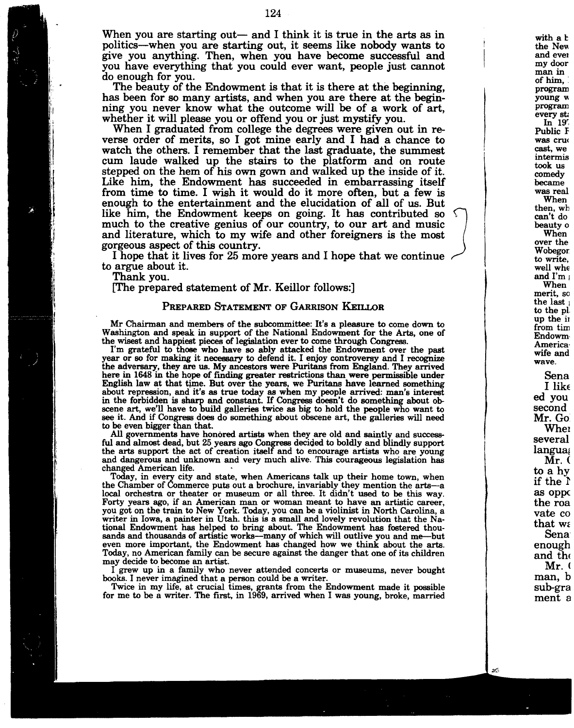When you are starting out— and I think it is true in the arts as in politics—when you are starting out, it seems like nobody wants to give you anything. Then, when you have become successful and you have everything that you could ever want, people just cannot do enough for you.

The beauty of the Endowment is that it is there at the beginning, has been for so many artists, and when you are there at the beginning you never know what the outcome will be of a work of art, whether it will please you or offend you or just mystify you.

When I graduated from college the degrees were given out in reverse order of merits, so I got mine early and I had a chance to watch the others. I remember that the last graduate, the summest cum laude walked up the stairs to the platform and on route stepped on the hem of his own gown and walked up the inside of it. Like him, the Endowment has succeeded in embarrassing itself from time to time. I wish it would do it more often, but a few is enough to the entertainment and the elucidation of all of us. But like him, the Endowment keeps on going. It has contributed so much to the creative genius of our country, to our art and music and literature, which to my wife and other foreigners is the most gorgeous aspect of this country.

I hope that it lives for 25 more years and I hope that we continue to argue about it.

Thank you.

[The prepared statement of Mr. Keillor follows:]

## PREPARED STATEMENT OF GARRISON KEILLOR

Mr Chairman and members of the subcommittee: It's a pleasure to come down to Washington and speak in support of the National Endowment for the Arts, one of the wisest and happiest pieces of legislation ever to come through Congress.

I'm grateful to those who have so ably attacked the Endowment over the past year or so for making it necessary to defend it. I enjoy controversy and I recognize the adversary, they are us. My ancestors were Puritans from England. They arrived here in 1648 in the hope of finding greater restrictions than were permissible under English law at that time. But over the years, we Puritans have learned something about repression, and it's as true today as when my people arrived: man's interest in the forbidden is sharp and constant. If Congress doesn't do something about obscene art, we'll have to build galleries twice as big to hold the people who want to see it. And if Congress does do something about obscene art, the galleries will need to be even bigger than that.

All governments have honored artists when they are old and saintly and successful and almost dead, but 25 years ago Congress decided to boldly and blindly support the arts support the act of creation itself and to encourage artists who are young and dangerous and unknown and very much alive. This courageous legislation has changed American life.

Today, in every city and state, when Americans talk up their home town, when the Chamber of Commerce puts out a brochure, invariably they mention the arts—a local orchestra or theater or museum or all three. It didn't used to be this way. Forty years ago, if an American man or woman meant to have an artistic career, you got on the train to New York. Today, you can be a violinist in North Carolina, a writer in Iowa, a painter in Utah. this is a small and lovely revolution that the National Endowment has helped to bring about. The Endowment has fostered thousands and thousands of artistic works—many of which will outlive you and me—but even more important, the Endowment has changed how we think about the arts. Today, no American family can be secure against the danger that one of its children may decide to become an artist.

I grew up in a family who never attended concerts or museums, never bought books. I never imagined that a person could be a writer.

Twice in my life, at crucial times, grants from the Endowment made it possible for me to be a writer. The first, in 1969, arrived when I was young, broke, married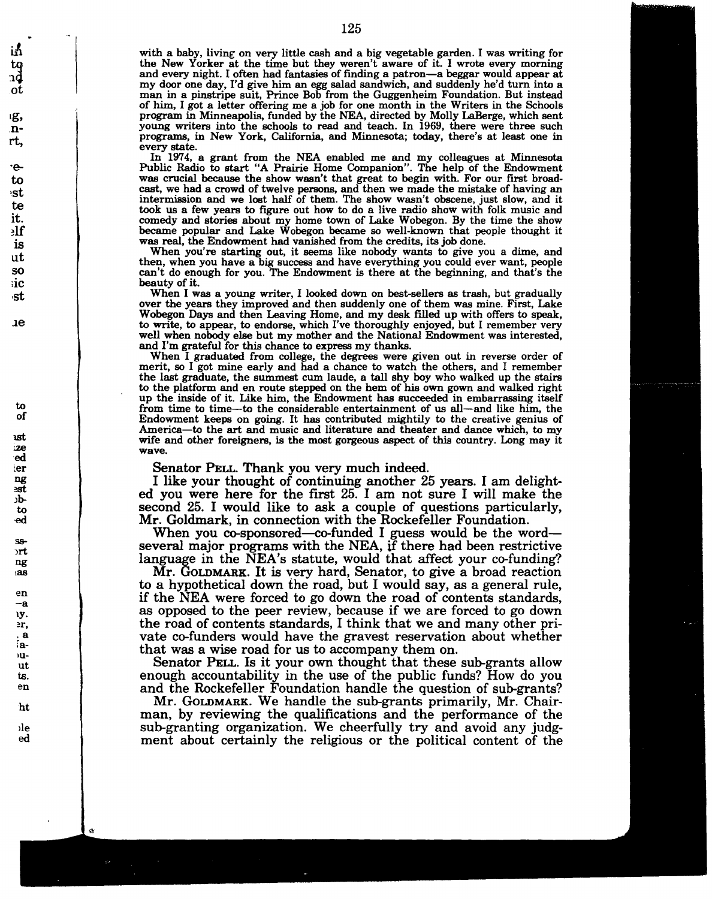with a baby, living on very little cash and a big vegetable garden. I was writing for the New Yorker at the time but they weren't aware of it. I wrote every morning and every night. I often had fantasies of finding a patron—a beggar would appear at my door one day, I'd give him an egg salad sandwich, and suddenly he'd turn into a man in a pinstripe suit, Prince Bob from the Guggenheim Foundation. But instead of him, I got a letter offering me a job for one month in the Writers in the Schools program in Minneapolis, funded by the NEA, directed by Molly LaBerge, which sent young writers into the schools to read and teach. In 1969, there were three such programs, in New York, California, and Minnesota; today, there's at least one in every state.

In 1974, a grant from the NEA enabled me and my colleagues at Minnesota Public Radio to start "A Prairie Home Companion". The help of the Endowment was crucial because the show wasn't that great to begin with. For our first broadcast, we had a crowd of twelve persons, and then we made the mistake of having an intermission and we lost half of them. The show wasn't obscene, just slow, and it took us a few years to figure out how to do a live radio show with folk music and comedy and stories about my home town of Lake Wobegon. By the time the show became popular and Lake Wobegon became so well-known that people thought it was real, the Endowment had vanished from the credits, its job done.

When you're starting out, it seems like nobody wants to give you a dime, and then, when you have a big success and have everything you could ever want, people can't do enough for you. The Endowment is there at the beginning, and that's the beauty of it.

When I was a young writer, I looked down on best-sellers as trash, but gradually over the years they improved and then suddenly one of them was mine. First, Lake Wobegon Days and then Leaving Home, and my desk filled up with offers to speak, to write, to appear, to endorse, which I've thoroughly enjoyed, but I remember very well when nobody else but my mother and the National Endowment was interested, and I'm grateful for this chance to express my thanks.

When I graduated from college, the degrees were given out in reverse order of merit, so I got mine early and had a chance to watch the others, and I remember the last graduate, the summest cum laude, a tall shy boy who walked up the stairs to the platform and en route stepped on the hem of his own gown and walked right up the inside of it. Like him, the Endowment has succeeded in embarrassing itself from time to time—to the considerable entertainment of us all—and like him, the Endowment keeps on going. It has contributed mightily to the creative genius of America—to the art and music and literature and theater and dance which, to my wife and other foreigners, is the most gorgeous aspect of this country. Long may it wave.

Senator PELL. Thank you very much indeed.

I like your thought of continuing another 25 years. I am delighted you were here for the first 25. I am not sure I will make the second 25. I would like to ask a couple of questions particularly, Mr. Goldmark, in connection with the Rockefeller Foundation.

When you co-sponsored—co-funded I guess would be the word—several major programs with the NEA, if there had been restrictive language in the NEA's statute, would that affect your co-funding?

Mr. GOLDMARK. It is very hard, Senator, to give a broad reaction to a hypothetical down the road, but I would say, as a general rule, if the NEA were forced to go down the road of contents standards, as opposed to the peer review, because if we are forced to go down the road of contents standards, I think that we and many other private co-funders would have the gravest reservation about whether that was a wise road for us to accompany them on.

Senator PELL. Is it your own thought that these sub-grants allow enough accountability in the use of the public funds? How do you and the Rockefeller Foundation handle the question of sub-grants?

Mr. GOLDMARK. We handle the sub-grants primarily, Mr. Chairman, by reviewing the qualifications and the performance of the sub-granting organization. We cheerfully try and avoid any judgment about certainly the religious or the political content of the